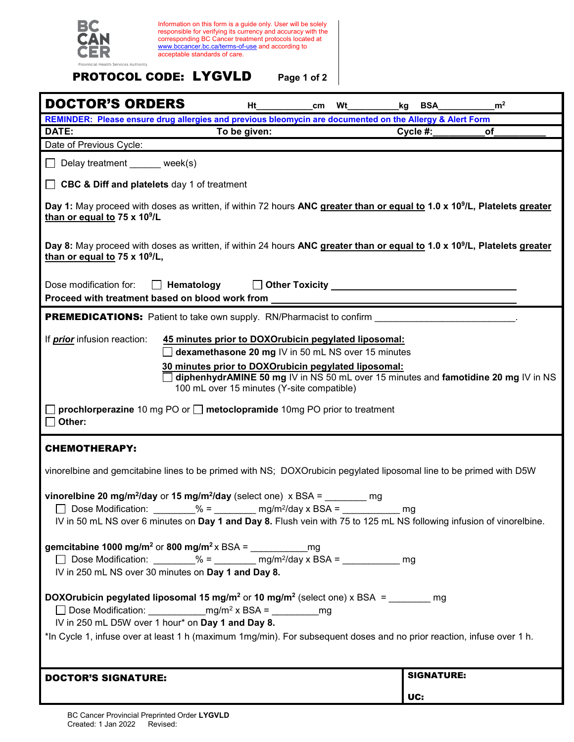BC CANCER
Provincial Health Services Authority

Information on this form is a guide only. User will be solely responsible for verifying its currency and accuracy with the corresponding BC Cancer treatment protocols located at www.bccancer.bc.ca/terms-of-use and according to acceptable standards of care.

**PROTOCOL CODE: LYGVLD**

# DOCTOR'S ORDERS

Ht___________cm Wt__________kg BSA___________$m^2$

**REMINDER: Please ensure drug allergies and previous bleomycin are documented on the Allergy & Alert Form**

**DATE:** **To be given:** **Cycle #:**__________ **of**__________

Date of Previous Cycle:

☐ Delay treatment ______ week(s)

☐ **CBC & Diff and platelets** day 1 of treatment

**Day 1:** May proceed with doses as written, if within 72 hours **ANC greater than or equal to 1.0 x $10^9$/L, Platelets greater than or equal to 75 x $10^9$/L**

**Day 8:** May proceed with doses as written, if within 24 hours **ANC greater than or equal to 1.0 x $10^9$/L, Platelets greater than or equal to 75 x $10^9$/L,**

Dose modification for: ☐ **Hematology** ☐ **Other Toxicity** ____________________________________

**Proceed with treatment based on blood work from** ____________________________________

**PREMEDICATIONS:** Patient to take own supply. RN/Pharmacist to confirm ___________________________.

If ***prior*** infusion reaction:

**45 minutes prior to DOXOrubicin pegylated liposomal:**

☐ **dexamethasone 20 mg** IV in 50 mL NS over 15 minutes

**30 minutes prior to DOXOrubicin pegylated liposomal:**

☐ **diphenhydrAMINE 50 mg** IV in NS 50 mL over 15 minutes and **famotidine 20 mg** IV in NS 100 mL over 15 minutes (Y-site compatible)

☐ **prochlorperazine** 10 mg PO or ☐ **metoclopramide** 10mg PO prior to treatment

☐ **Other:**

**CHEMOTHERAPY:**

vinorelbine and gemcitabine lines to be primed with NS; DOXOrubicin pegylated liposomal line to be primed with D5W

**vinorelbine 20 mg/$m^2$/day** or **15 mg/$m^2$/day** (select one) x BSA = ________ mg

☐ Dose Modification: ________% = ________ mg/$m^2$/day x BSA = ___________ mg

IV in 50 mL NS over 6 minutes on **Day 1 and Day 8.** Flush vein with 75 to 125 mL NS following infusion of vinorelbine.

**gemcitabine 1000 mg/$m^2$** or **800 mg/$m^2$** x BSA = ___________mg

☐ Dose Modification: ________% = ________ mg/$m^2$/day x BSA = ___________ mg

IV in 250 mL NS over 30 minutes on **Day 1 and Day 8.**

**DOXOrubicin pegylated liposomal 15 mg/$m^2$** or **10 mg/$m^2$** (select one) x BSA = ________ mg

☐ Dose Modification: ___________mg/$m^2$ x BSA = _________mg

IV in 250 mL D5W over 1 hour* on **Day 1 and Day 8.**

*In Cycle 1, infuse over at least 1 h (maximum 1mg/min). For subsequent doses and no prior reaction, infuse over 1 h.

| **DOCTOR'S SIGNATURE:** | **SIGNATURE:** <br> **UC:** |
|---|---|

BC Cancer Provincial Preprinted Order **LYGVLD**
Created: 1 Jan 2022 Revised: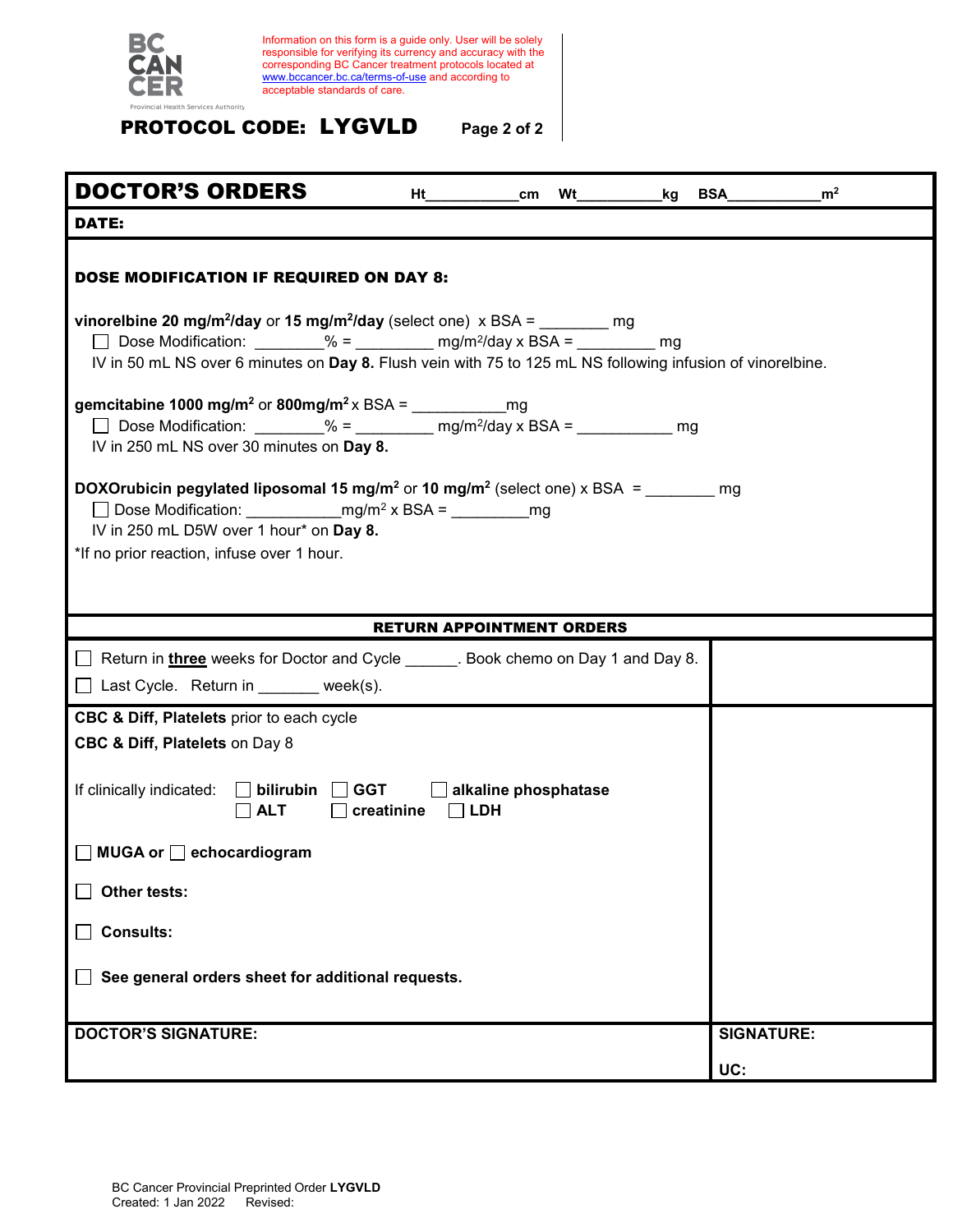Information on this form is a guide only. User will be solely responsible for verifying its currency and accuracy with the corresponding BC Cancer treatment protocols located at www.bccancer.bc.ca/terms-of-use and according to acceptable standards of care.

**PROTOCOL CODE: LYGVLD**

## DOCTOR'S ORDERS

Ht\_\_\_\_\_\_\_\_\_\_\_cm Wt\_\_\_\_\_\_\_\_\_\_kg BSA\_\_\_\_\_\_\_\_\_\_\_$m^2$

**DATE:**

**DOSE MODIFICATION IF REQUIRED ON DAY 8:**

**vinorelbine 20 $mg/m^2$/day** or **15 $mg/m^2$/day** (select one) x BSA = \_\_\_\_\_\_\_\_ mg

☐ Dose Modification: \_\_\_\_\_\_\_\_% = \_\_\_\_\_\_\_\_\_ $mg/m^2$/day x BSA = \_\_\_\_\_\_\_\_\_ mg

IV in 50 mL NS over 6 minutes on **Day 8.** Flush vein with 75 to 125 mL NS following infusion of vinorelbine.

**gemcitabine 1000 $mg/m^2$** or **800mg/$m^2$** x BSA = \_\_\_\_\_\_\_\_\_\_\_mg

☐ Dose Modification: \_\_\_\_\_\_\_\_% = \_\_\_\_\_\_\_\_\_ $mg/m^2$/day x BSA = \_\_\_\_\_\_\_\_\_\_\_ mg

IV in 250 mL NS over 30 minutes on **Day 8.**

**DOXOrubicin pegylated liposomal 15 $mg/m^2$** or **10 $mg/m^2$** (select one) x BSA = \_\_\_\_\_\_\_\_ mg

☐ Dose Modification: \_\_\_\_\_\_\_\_\_\_\_$mg/m^2$ x BSA = \_\_\_\_\_\_\_\_\_mg

IV in 250 mL D5W over 1 hour* on **Day 8.**

*If no prior reaction, infuse over 1 hour.

**RETURN APPOINTMENT ORDERS**

☐ Return in **three** weeks for Doctor and Cycle \_\_\_\_\_\_. Book chemo on Day 1 and Day 8.

☐ Last Cycle. Return in \_\_\_\_\_\_\_ week(s).

**CBC & Diff, Platelets** prior to each cycle

**CBC & Diff, Platelets** on Day 8

If clinically indicated: ☐ **bilirubin** ☐ **GGT** ☐ **alkaline phosphatase** ☐ **ALT** ☐ **creatinine** ☐ **LDH**

☐ **MUGA or** ☐ **echocardiogram**

☐ **Other tests:**

☐ **Consults:**

☐ **See general orders sheet for additional requests.**

**DOCTOR'S SIGNATURE:**

**SIGNATURE:**

**UC:**

BC Cancer Provincial Preprinted Order **LYGVLD**
Created: 1 Jan 2022 Revised: